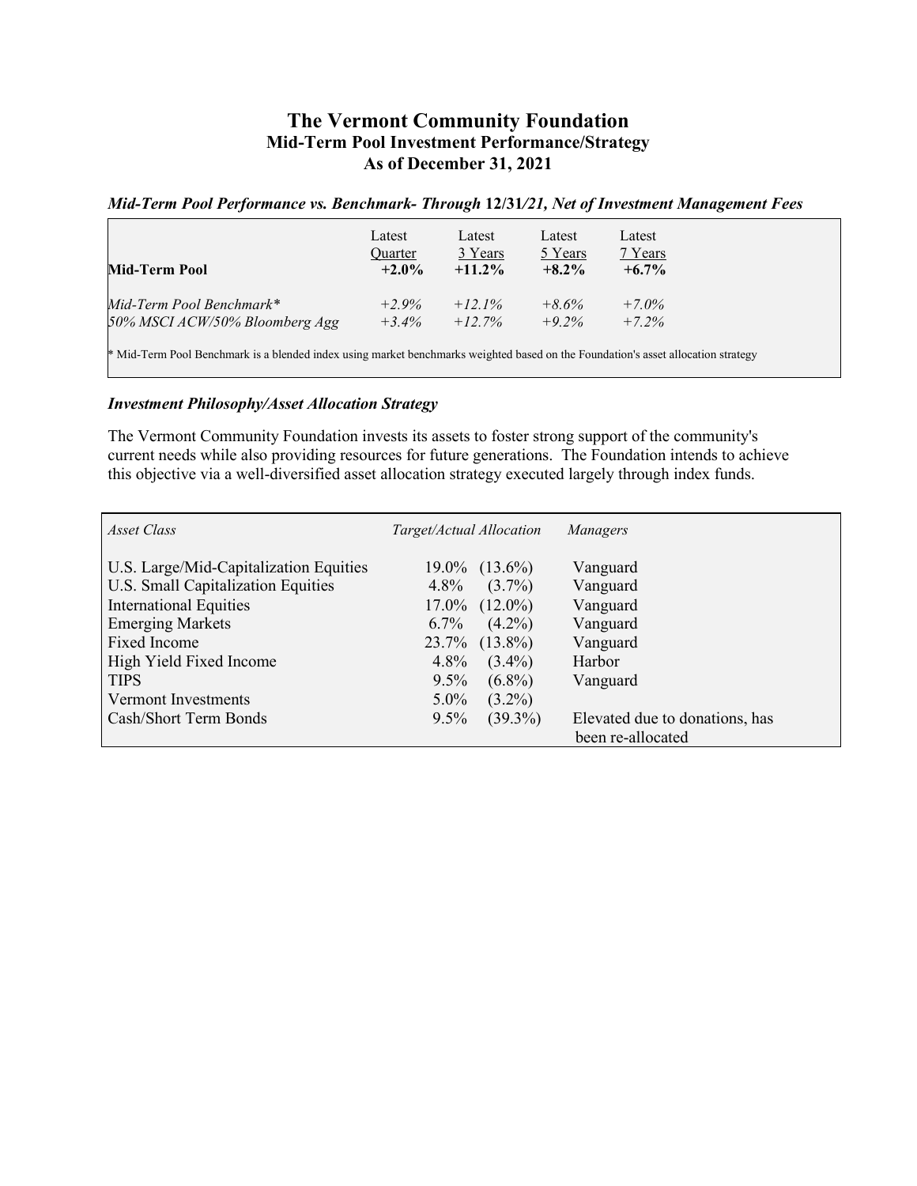# The Vermont Community Foundation

## Mid-Term Pool Investment Performance/Strategy

## As of December 31, 2021

***Mid-Term Pool Performance vs. Benchmark- Through 12/31/21, Net of Investment Management Fees***

| | Latest Quarter | Latest 3 Years | Latest 5 Years | Latest 7 Years |
|---|---|---|---|---|
| **Mid-Term Pool** | **+2.0%** | **+11.2%** | **+8.2%** | **+6.7%** |
| *Mid-Term Pool Benchmark** | *+2.9%* | *+12.1%* | *+8.6%* | *+7.0%* |
| *50% MSCI ACW/50% Bloomberg Agg* | *+3.4%* | *+12.7%* | *+9.2%* | *+7.2%* |

* Mid-Term Pool Benchmark is a blended index using market benchmarks weighted based on the Foundation's asset allocation strategy

***Investment Philosophy/Asset Allocation Strategy***

The Vermont Community Foundation invests its assets to foster strong support of the community's current needs while also providing resources for future generations. The Foundation intends to achieve this objective via a well-diversified asset allocation strategy executed largely through index funds.

| *Asset Class* | *Target/Actual Allocation* | *Managers* |
|---|---|---|
| U.S. Large/Mid-Capitalization Equities | 19.0% (13.6%) | Vanguard |
| U.S. Small Capitalization Equities | 4.8% (3.7%) | Vanguard |
| International Equities | 17.0% (12.0%) | Vanguard |
| Emerging Markets | 6.7% (4.2%) | Vanguard |
| Fixed Income | 23.7% (13.8%) | Vanguard |
| High Yield Fixed Income | 4.8% (3.4%) | Harbor |
| TIPS | 9.5% (6.8%) | Vanguard |
| Vermont Investments | 5.0% (3.2%) | |
| Cash/Short Term Bonds | 9.5% (39.3%) | Elevated due to donations, has been re-allocated |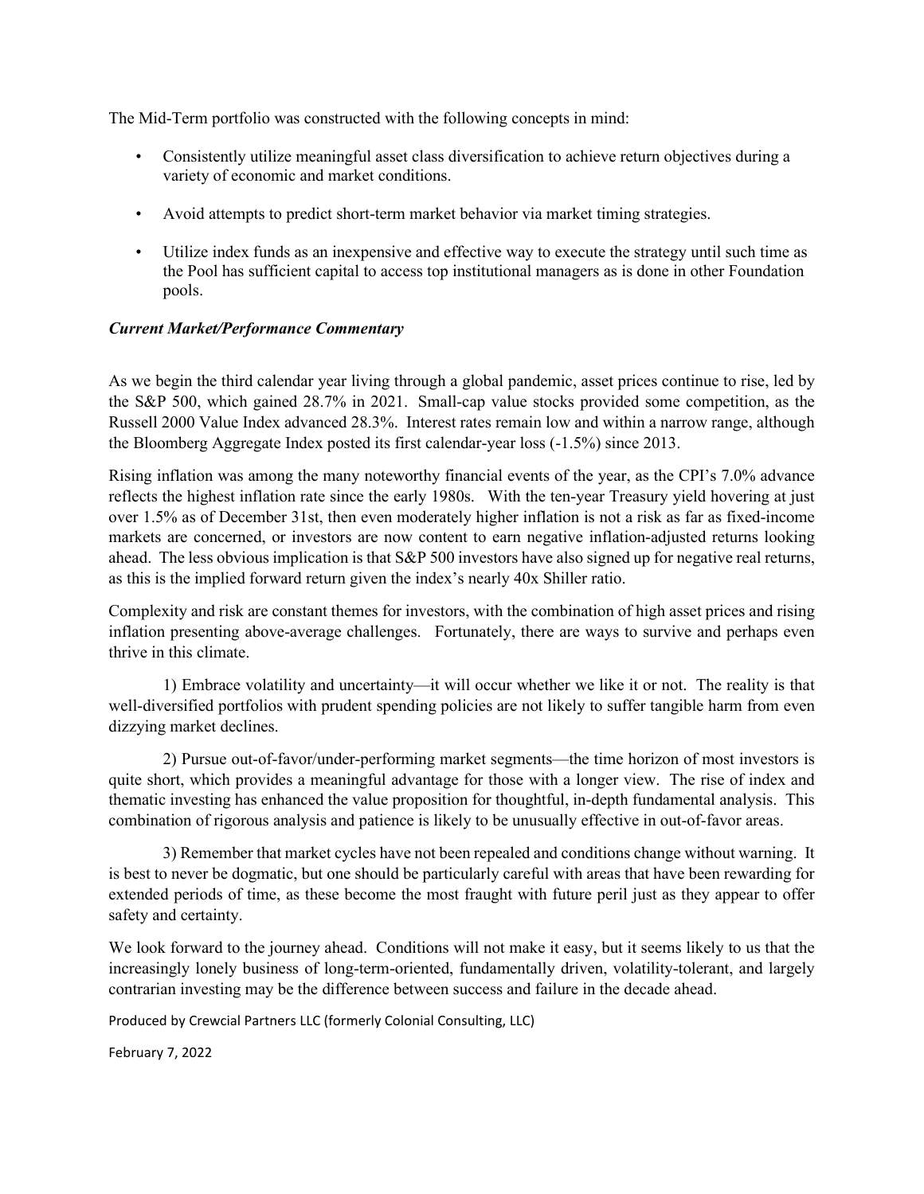The Mid-Term portfolio was constructed with the following concepts in mind:

- Consistently utilize meaningful asset class diversification to achieve return objectives during a variety of economic and market conditions.
- Avoid attempts to predict short-term market behavior via market timing strategies.
- Utilize index funds as an inexpensive and effective way to execute the strategy until such time as the Pool has sufficient capital to access top institutional managers as is done in other Foundation pools.

***Current Market/Performance Commentary***

As we begin the third calendar year living through a global pandemic, asset prices continue to rise, led by the S&P 500, which gained 28.7% in 2021. Small-cap value stocks provided some competition, as the Russell 2000 Value Index advanced 28.3%. Interest rates remain low and within a narrow range, although the Bloomberg Aggregate Index posted its first calendar-year loss (-1.5%) since 2013.

Rising inflation was among the many noteworthy financial events of the year, as the CPI's 7.0% advance reflects the highest inflation rate since the early 1980s. With the ten-year Treasury yield hovering at just over 1.5% as of December 31st, then even moderately higher inflation is not a risk as far as fixed-income markets are concerned, or investors are now content to earn negative inflation-adjusted returns looking ahead. The less obvious implication is that S&P 500 investors have also signed up for negative real returns, as this is the implied forward return given the index's nearly 40x Shiller ratio.

Complexity and risk are constant themes for investors, with the combination of high asset prices and rising inflation presenting above-average challenges. Fortunately, there are ways to survive and perhaps even thrive in this climate.

1) Embrace volatility and uncertainty—it will occur whether we like it or not. The reality is that well-diversified portfolios with prudent spending policies are not likely to suffer tangible harm from even dizzying market declines.

2) Pursue out-of-favor/under-performing market segments—the time horizon of most investors is quite short, which provides a meaningful advantage for those with a longer view. The rise of index and thematic investing has enhanced the value proposition for thoughtful, in-depth fundamental analysis. This combination of rigorous analysis and patience is likely to be unusually effective in out-of-favor areas.

3) Remember that market cycles have not been repealed and conditions change without warning. It is best to never be dogmatic, but one should be particularly careful with areas that have been rewarding for extended periods of time, as these become the most fraught with future peril just as they appear to offer safety and certainty.

We look forward to the journey ahead. Conditions will not make it easy, but it seems likely to us that the increasingly lonely business of long-term-oriented, fundamentally driven, volatility-tolerant, and largely contrarian investing may be the difference between success and failure in the decade ahead.

Produced by Crewcial Partners LLC (formerly Colonial Consulting, LLC)

February 7, 2022